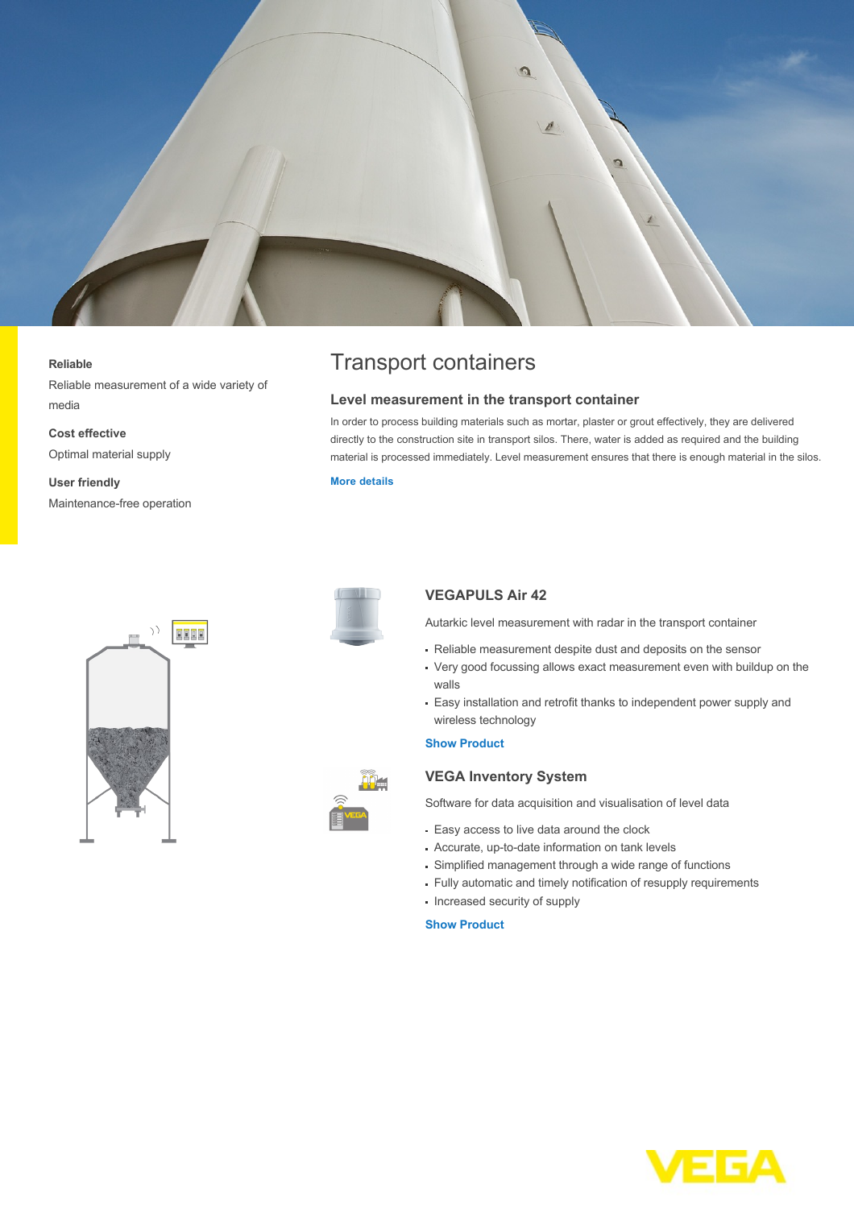**Reliable**

Reliable measurement of a wide variety of media

**Cost effective**

Optimal material supply

**User friendly**

Maintenance-free operation

# Transport containers

## Level measurement in the transport container

In order to process building materials such as mortar, plaster or grout effectively, they are delivered directly to the construction site in transport silos. There, water is added as required and the building material is processed immediately. Level measurement ensures that there is enough material in the silos.

More details

### VEGAPULS Air 42

Autarkic level measurement with radar in the transport container

- Reliable measurement despite dust and deposits on the sensor
- Very good focussing allows exact measurement even with buildup on the walls
- Easy installation and retrofit thanks to independent power supply and wireless technology

Show Product

### VEGA Inventory System

Software for data acquisition and visualisation of level data

- Easy access to live data around the clock
- Accurate, up-to-date information on tank levels
- Simplified management through a wide range of functions
- Fully automatic and timely notification of resupply requirements
- Increased security of supply

Show Product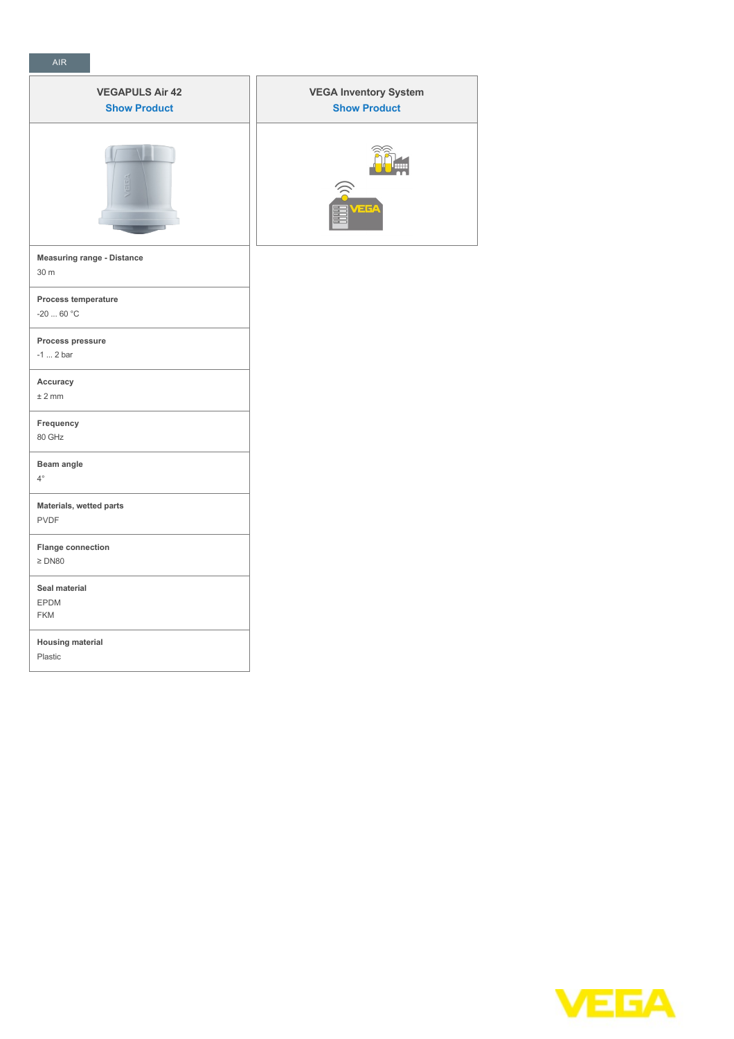AIR

| VEGAPULS Air 42<br>Show Product | VEGA Inventory System<br>Show Product |
| --- | --- |
| **Measuring range - Distance**<br>30 m | |
| **Process temperature**<br>-20 ... 60 °C | |
| **Process pressure**<br>-1 ... 2 bar | |
| **Accuracy**<br>± 2 mm | |
| **Frequency**<br>80 GHz | |
| **Beam angle**<br>4° | |
| **Materials, wetted parts**<br>PVDF | |
| **Flange connection**<br>≥ DN80 | |
| **Seal material**<br>EPDM<br>FKM | |
| **Housing material**<br>Plastic | |